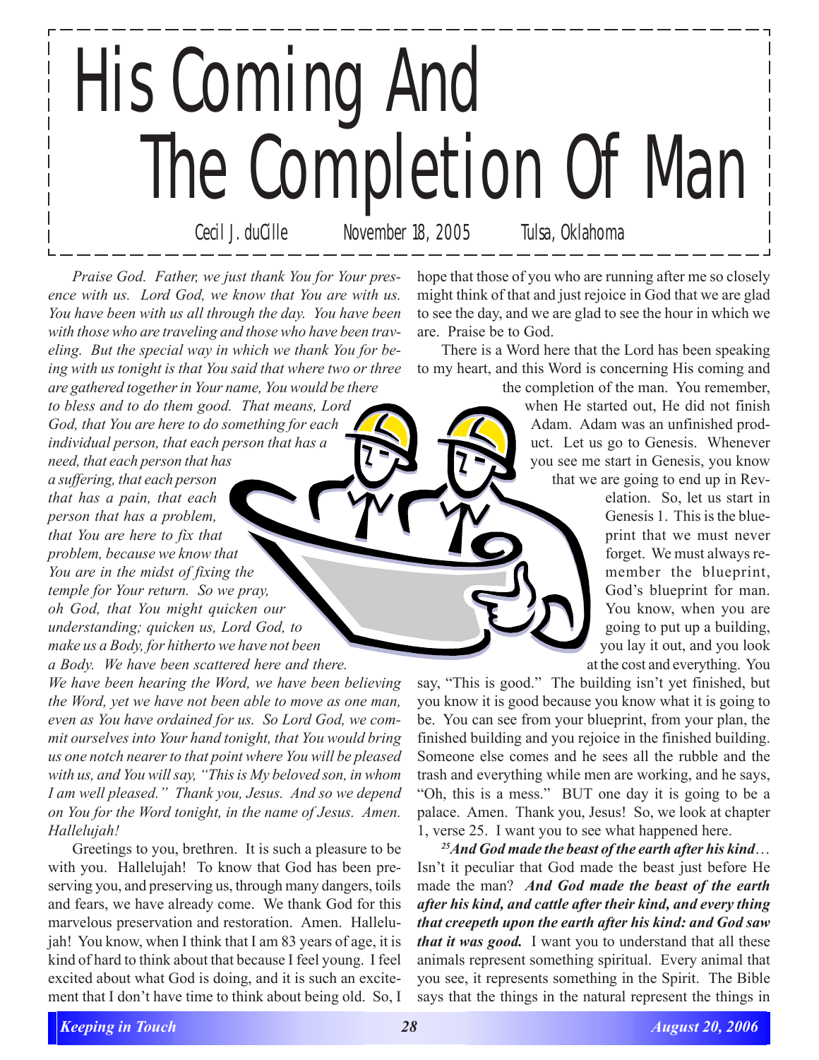# His Coming And The Completion Of Man

Cecil J. duCille  November 18, 2005  Tulsa, Oklahoma

*Praise God. Father, we just thank You for Your presence with us. Lord God, we know that You are with us. You have been with us all through the day. You have been with those who are traveling and those who have been traveling. But the special way in which we thank You for being with us tonight is that You said that where two or three are gathered together in Your name, You would be there to bless and to do them good. That means, Lord God, that You are here to do something for each individual person, that each person that has a need, that each person that has a suffering, that each person that has a pain, that each person that has a problem, that You are here to fix that problem, because we know that You are in the midst of fixing the temple for Your return. So we pray, oh God, that You might quicken our understanding; quicken us, Lord God, to make us a Body, for hitherto we have not been a Body. We have been scattered here and there. We have been hearing the Word, we have been believing the Word, yet we have not been able to move as one man, even as You have ordained for us. So Lord God, we commit ourselves into Your hand tonight, that You would bring us one notch nearer to that point where You will be pleased with us, and You will say, "This is My beloved son, in whom I am well pleased." Thank you, Jesus. And so we depend on You for the Word tonight, in the name of Jesus. Amen. Hallelujah!*

Greetings to you, brethren. It is such a pleasure to be with you. Hallelujah! To know that God has been preserving you, and preserving us, through many dangers, toils and fears, we have already come. We thank God for this marvelous preservation and restoration. Amen. Hallelujah! You know, when I think that I am 83 years of age, it is kind of hard to think about that because I feel young. I feel excited about what God is doing, and it is such an excitement that I don't have time to think about being old. So, I hope that those of you who are running after me so closely might think of that and just rejoice in God that we are glad to see the day, and we are glad to see the hour in which we are. Praise be to God.

There is a Word here that the Lord has been speaking to my heart, and this Word is concerning His coming and the completion of the man. You remember, when He started out, He did not finish Adam. Adam was an unfinished product. Let us go to Genesis. Whenever you see me start in Genesis, you know that we are going to end up in Revelation. So, let us start in Genesis 1. This is the blueprint that we must never forget. We must always remember the blueprint, God's blueprint for man. You know, when you are going to put up a building, you lay it out, and you look at the cost and everything. You say, "This is good." The building isn't yet finished, but you know it is good because you know what it is going to be. You can see from your blueprint, from your plan, the finished building and you rejoice in the finished building. Someone else comes and he sees all the rubble and the trash and everything while men are working, and he says, "Oh, this is a mess." BUT one day it is going to be a palace. Amen. Thank you, Jesus! So, we look at chapter 1, verse 25. I want you to see what happened here.

***[25] And God made the beast of the earth after his kind****…* Isn't it peculiar that God made the beast just before He made the man? ***And God made the beast of the earth after his kind, and cattle after their kind, and every thing that creepeth upon the earth after his kind: and God saw that it was good.*** I want you to understand that all these animals represent something spiritual. Every animal that you see, it represents something in the Spirit. The Bible says that the things in the natural represent the things in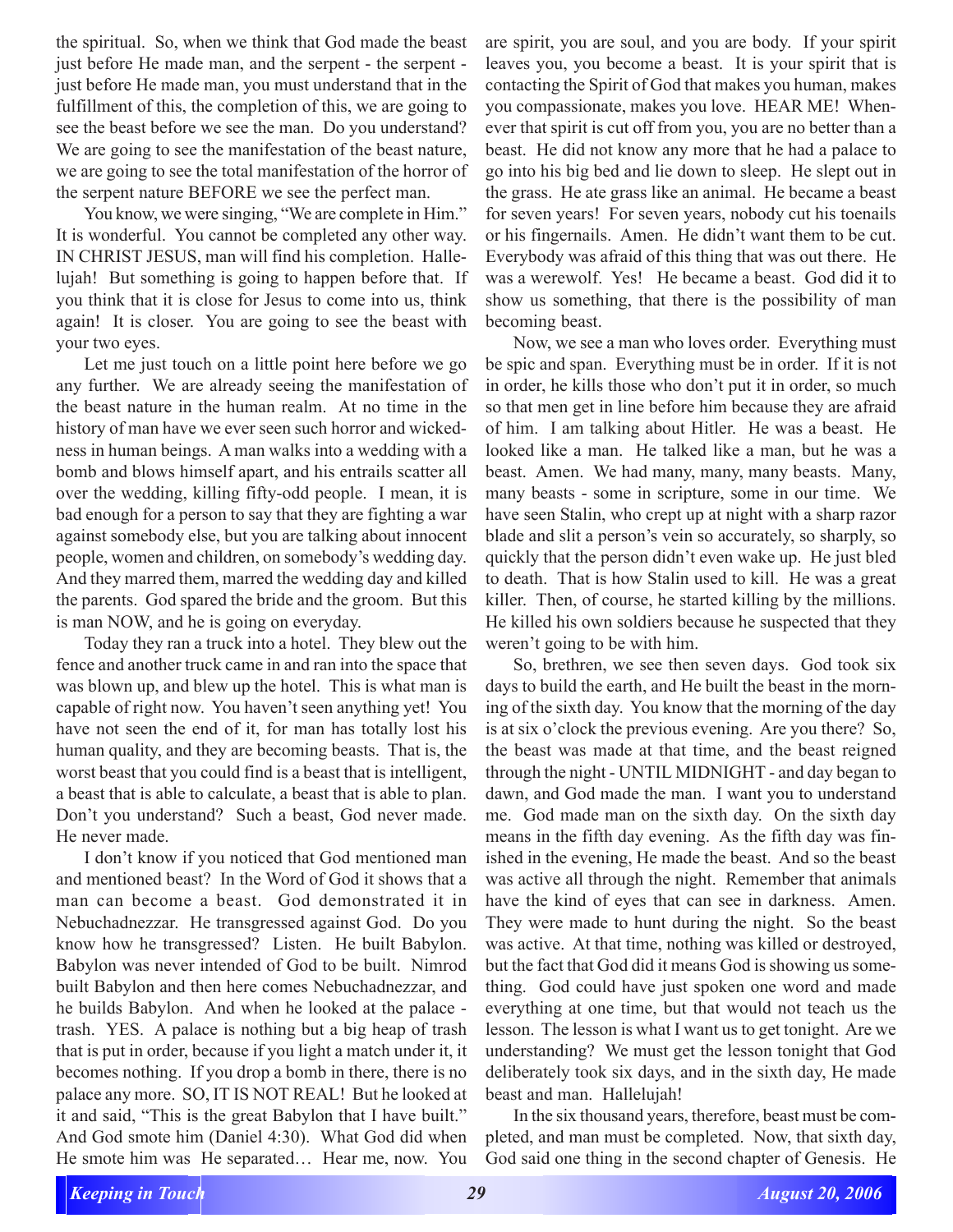the spiritual. So, when we think that God made the beast just before He made man, and the serpent - the serpent - just before He made man, you must understand that in the fulfillment of this, the completion of this, we are going to see the beast before we see the man. Do you understand? We are going to see the manifestation of the beast nature, we are going to see the total manifestation of the horror of the serpent nature BEFORE we see the perfect man.

You know, we were singing, "We are complete in Him." It is wonderful. You cannot be completed any other way. IN CHRIST JESUS, man will find his completion. Hallelujah! But something is going to happen before that. If you think that it is close for Jesus to come into us, think again! It is closer. You are going to see the beast with your two eyes.

Let me just touch on a little point here before we go any further. We are already seeing the manifestation of the beast nature in the human realm. At no time in the history of man have we ever seen such horror and wickedness in human beings. A man walks into a wedding with a bomb and blows himself apart, and his entrails scatter all over the wedding, killing fifty-odd people. I mean, it is bad enough for a person to say that they are fighting a war against somebody else, but you are talking about innocent people, women and children, on somebody's wedding day. And they marred them, marred the wedding day and killed the parents. God spared the bride and the groom. But this is man NOW, and he is going on everyday.

Today they ran a truck into a hotel. They blew out the fence and another truck came in and ran into the space that was blown up, and blew up the hotel. This is what man is capable of right now. You haven't seen anything yet! You have not seen the end of it, for man has totally lost his human quality, and they are becoming beasts. That is, the worst beast that you could find is a beast that is intelligent, a beast that is able to calculate, a beast that is able to plan. Don't you understand? Such a beast, God never made. He never made.

I don't know if you noticed that God mentioned man and mentioned beast? In the Word of God it shows that a man can become a beast. God demonstrated it in Nebuchadnezzar. He transgressed against God. Do you know how he transgressed? Listen. He built Babylon. Babylon was never intended of God to be built. Nimrod built Babylon and then here comes Nebuchadnezzar, and he builds Babylon. And when he looked at the palace - trash. YES. A palace is nothing but a big heap of trash that is put in order, because if you light a match under it, it becomes nothing. If you drop a bomb in there, there is no palace any more. SO, IT IS NOT REAL! But he looked at it and said, "This is the great Babylon that I have built." And God smote him (Daniel 4:30). What God did when He smote him was He separated… Hear me, now. You are spirit, you are soul, and you are body. If your spirit leaves you, you become a beast. It is your spirit that is contacting the Spirit of God that makes you human, makes you compassionate, makes you love. HEAR ME! Whenever that spirit is cut off from you, you are no better than a beast. He did not know any more that he had a palace to go into his big bed and lie down to sleep. He slept out in the grass. He ate grass like an animal. He became a beast for seven years! For seven years, nobody cut his toenails or his fingernails. Amen. He didn't want them to be cut. Everybody was afraid of this thing that was out there. He was a werewolf. Yes! He became a beast. God did it to show us something, that there is the possibility of man becoming beast.

Now, we see a man who loves order. Everything must be spic and span. Everything must be in order. If it is not in order, he kills those who don't put it in order, so much so that men get in line before him because they are afraid of him. I am talking about Hitler. He was a beast. He looked like a man. He talked like a man, but he was a beast. Amen. We had many, many, many beasts. Many, many beasts - some in scripture, some in our time. We have seen Stalin, who crept up at night with a sharp razor blade and slit a person's vein so accurately, so sharply, so quickly that the person didn't even wake up. He just bled to death. That is how Stalin used to kill. He was a great killer. Then, of course, he started killing by the millions. He killed his own soldiers because he suspected that they weren't going to be with him.

So, brethren, we see then seven days. God took six days to build the earth, and He built the beast in the morning of the sixth day. You know that the morning of the day is at six o'clock the previous evening. Are you there? So, the beast was made at that time, and the beast reigned through the night - UNTIL MIDNIGHT - and day began to dawn, and God made the man. I want you to understand me. God made man on the sixth day. On the sixth day means in the fifth day evening. As the fifth day was finished in the evening, He made the beast. And so the beast was active all through the night. Remember that animals have the kind of eyes that can see in darkness. Amen. They were made to hunt during the night. So the beast was active. At that time, nothing was killed or destroyed, but the fact that God did it means God is showing us something. God could have just spoken one word and made everything at one time, but that would not teach us the lesson. The lesson is what I want us to get tonight. Are we understanding? We must get the lesson tonight that God deliberately took six days, and in the sixth day, He made beast and man. Hallelujah!

In the six thousand years, therefore, beast must be completed, and man must be completed. Now, that sixth day, God said one thing in the second chapter of Genesis. He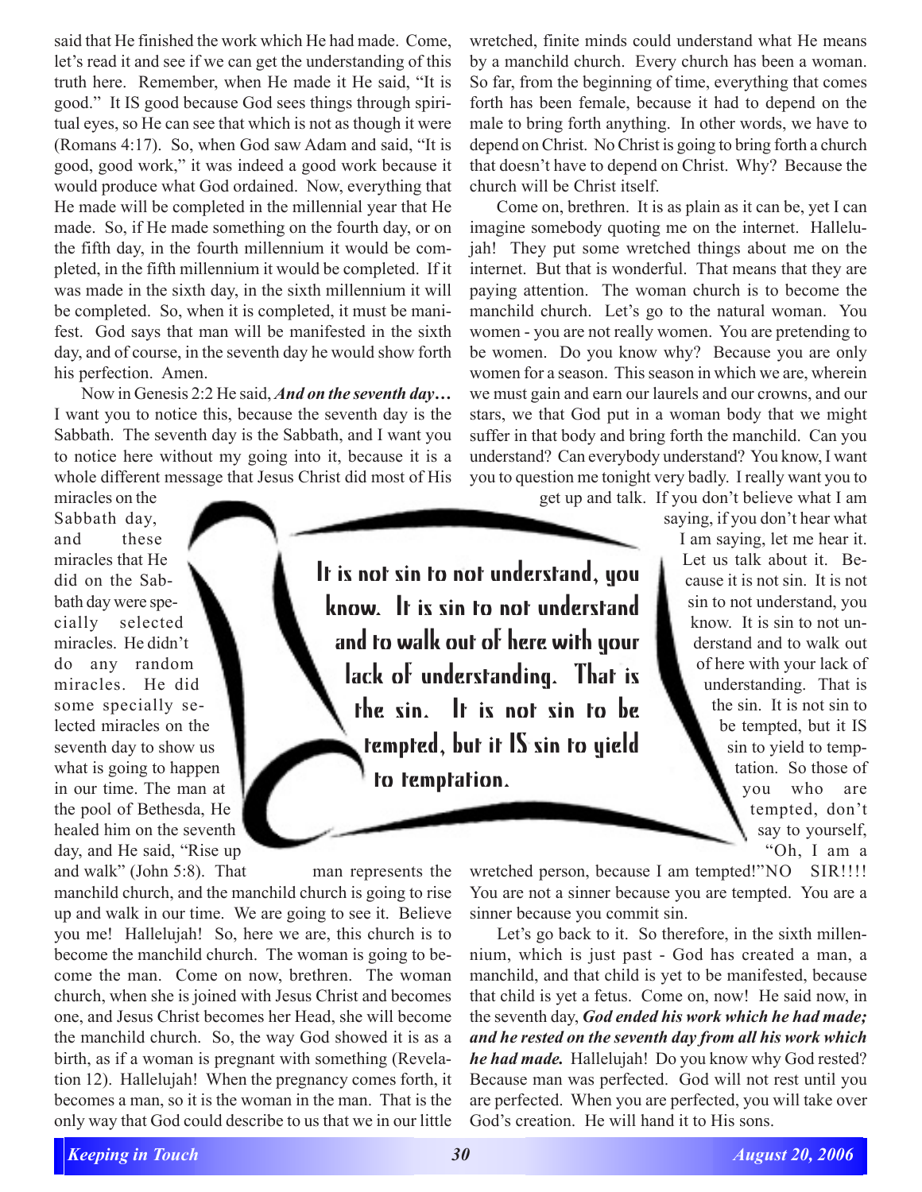said that He finished the work which He had made. Come, let's read it and see if we can get the understanding of this truth here. Remember, when He made it He said, "It is good." It IS good because God sees things through spiritual eyes, so He can see that which is not as though it were (Romans 4:17). So, when God saw Adam and said, "It is good, good work," it was indeed a good work because it would produce what God ordained. Now, everything that He made will be completed in the millennial year that He made. So, if He made something on the fourth day, or on the fifth day, in the fourth millennium it would be completed, in the fifth millennium it would be completed. If it was made in the sixth day, in the sixth millennium it will be completed. So, when it is completed, it must be manifest. God says that man will be manifested in the sixth day, and of course, in the seventh day he would show forth his perfection. Amen.

Now in Genesis 2:2 He said, ***And on the seventh day…*** I want you to notice this, because the seventh day is the Sabbath. The seventh day is the Sabbath, and I want you to notice here without my going into it, because it is a whole different message that Jesus Christ did most of His miracles on the Sabbath day, and these miracles that He did on the Sabbath day were specially selected miracles. He didn't do any random miracles. He did some specially selected miracles on the seventh day to show us what is going to happen in our time. The man at the pool of Bethesda, He healed him on the seventh day, and He said, "Rise up and walk" (John 5:8). That man represents the manchild church, and the manchild church is going to rise up and walk in our time. We are going to see it. Believe you me! Hallelujah! So, here we are, this church is to become the manchild church. The woman is going to become the man. Come on now, brethren. The woman church, when she is joined with Jesus Christ and becomes one, and Jesus Christ becomes her Head, she will become the manchild church. So, the way God showed it is as a birth, as if a woman is pregnant with something (Revelation 12). Hallelujah! When the pregnancy comes forth, it becomes a man, so it is the woman in the man. That is the only way that God could describe to us that we in our little wretched, finite minds could understand what He means by a manchild church. Every church has been a woman. So far, from the beginning of time, everything that comes forth has been female, because it had to depend on the male to bring forth anything. In other words, we have to depend on Christ. No Christ is going to bring forth a church that doesn't have to depend on Christ. Why? Because the church will be Christ itself.

Come on, brethren. It is as plain as it can be, yet I can imagine somebody quoting me on the internet. Hallelujah! They put some wretched things about me on the internet. But that is wonderful. That means that they are paying attention. The woman church is to become the manchild church. Let's go to the natural woman. You women - you are not really women. You are pretending to be women. Do you know why? Because you are only women for a season. This season in which we are, wherein we must gain and earn our laurels and our crowns, and our stars, we that God put in a woman body that we might suffer in that body and bring forth the manchild. Can you understand? Can everybody understand? You know, I want you to question me tonight very badly. I really want you to get up and talk. If you don't believe what I am saying, if you don't hear what I am saying, let me hear it. Let us talk about it. Because it is not sin. It is not sin to not understand, you know. It is sin to not understand and to walk out of here with your lack of understanding. That is the sin. It is not sin to be tempted, but it IS sin to yield to temptation. So those of you who are tempted, don't say to yourself, "Oh, I am a wretched person, because I am tempted!" NO SIR!!!! You are not a sinner because you are tempted. You are a sinner because you commit sin.

> It is not sin to not understand, you know. It is sin to not understand and to walk out of here with your lack of understanding. That is the sin. It is not sin to be tempted, but it IS sin to yield to temptation.

Let's go back to it. So therefore, in the sixth millennium, which is just past - God has created a man, a manchild, and that child is yet to be manifested, because that child is yet a fetus. Come on, now! He said now, in the seventh day, ***God ended his work which he had made; and he rested on the seventh day from all his work which he had made.*** Hallelujah! Do you know why God rested? Because man was perfected. God will not rest until you are perfected. When you are perfected, you will take over God's creation. He will hand it to His sons.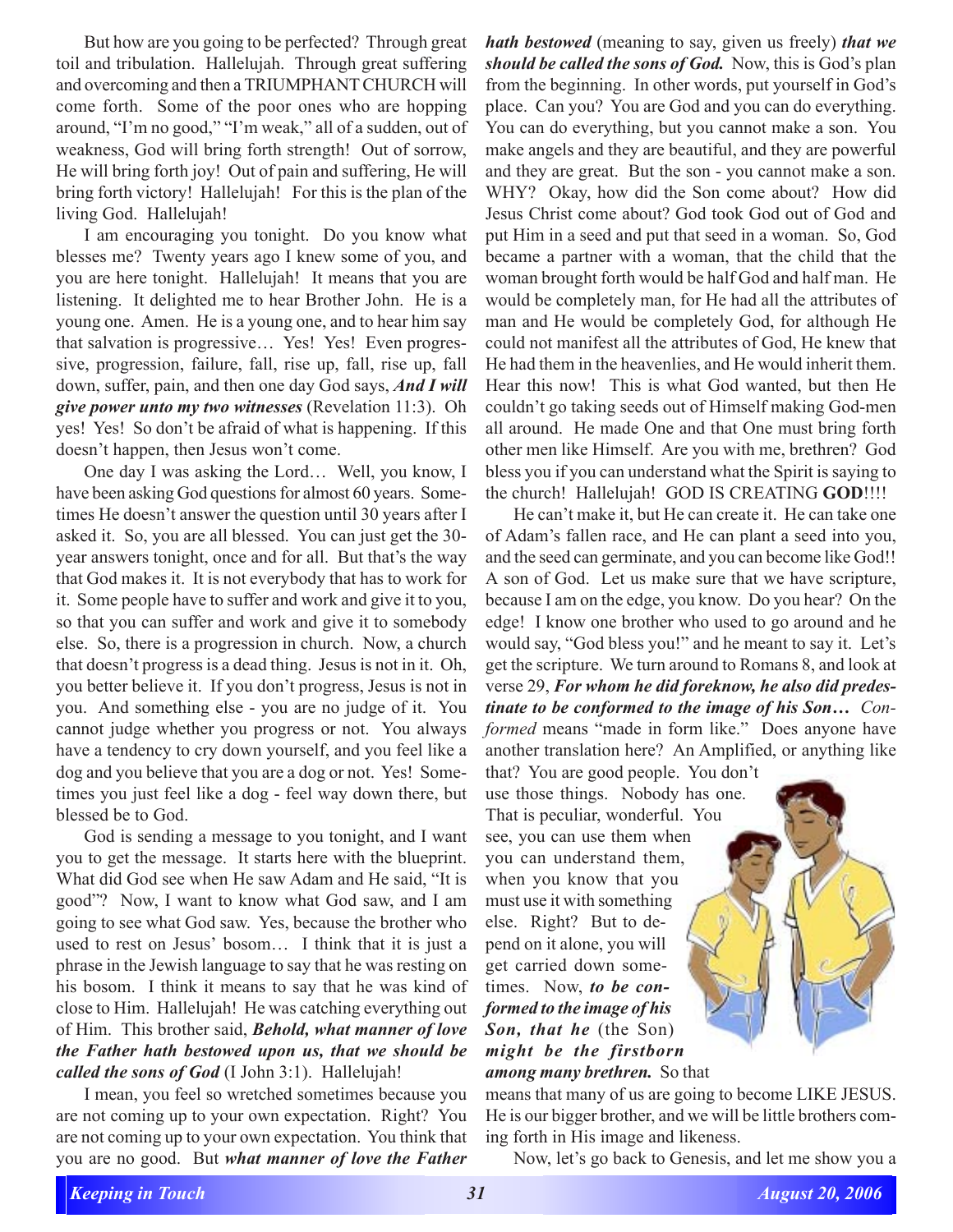But how are you going to be perfected? Through great toil and tribulation. Hallelujah. Through great suffering and overcoming and then a TRIUMPHANT CHURCH will come forth. Some of the poor ones who are hopping around, "I'm no good," "I'm weak," all of a sudden, out of weakness, God will bring forth strength! Out of sorrow, He will bring forth joy! Out of pain and suffering, He will bring forth victory! Hallelujah! For this is the plan of the living God. Hallelujah!

I am encouraging you tonight. Do you know what blesses me? Twenty years ago I knew some of you, and you are here tonight. Hallelujah! It means that you are listening. It delighted me to hear Brother John. He is a young one. Amen. He is a young one, and to hear him say that salvation is progressive… Yes! Yes! Even progressive, progression, failure, fall, rise up, fall, rise up, fall down, suffer, pain, and then one day God says, ***And I will give power unto my two witnesses*** (Revelation 11:3). Oh yes! Yes! So don't be afraid of what is happening. If this doesn't happen, then Jesus won't come.

One day I was asking the Lord… Well, you know, I have been asking God questions for almost 60 years. Sometimes He doesn't answer the question until 30 years after I asked it. So, you are all blessed. You can just get the 30-year answers tonight, once and for all. But that's the way that God makes it. It is not everybody that has to work for it. Some people have to suffer and work and give it to you, so that you can suffer and work and give it to somebody else. So, there is a progression in church. Now, a church that doesn't progress is a dead thing. Jesus is not in it. Oh, you better believe it. If you don't progress, Jesus is not in you. And something else - you are no judge of it. You cannot judge whether you progress or not. You always have a tendency to cry down yourself, and you feel like a dog and you believe that you are a dog or not. Yes! Sometimes you just feel like a dog - feel way down there, but blessed be to God.

God is sending a message to you tonight, and I want you to get the message. It starts here with the blueprint. What did God see when He saw Adam and He said, "It is good"? Now, I want to know what God saw, and I am going to see what God saw. Yes, because the brother who used to rest on Jesus' bosom… I think that it is just a phrase in the Jewish language to say that he was resting on his bosom. I think it means to say that he was kind of close to Him. Hallelujah! He was catching everything out of Him. This brother said, ***Behold, what manner of love the Father hath bestowed upon us, that we should be called the sons of God*** (I John 3:1). Hallelujah!

I mean, you feel so wretched sometimes because you are not coming up to your own expectation. Right? You are not coming up to your own expectation. You think that you are no good. But ***what manner of love the Father hath bestowed*** (meaning to say, given us freely) ***that we should be called the sons of God.*** Now, this is God's plan from the beginning. In other words, put yourself in God's place. Can you? You are God and you can do everything. You can do everything, but you cannot make a son. You make angels and they are beautiful, and they are powerful and they are great. But the son - you cannot make a son. WHY? Okay, how did the Son come about? How did Jesus Christ come about? God took God out of God and put Him in a seed and put that seed in a woman. So, God became a partner with a woman, that the child that the woman brought forth would be half God and half man. He would be completely man, for He had all the attributes of man and He would be completely God, for although He could not manifest all the attributes of God, He knew that He had them in the heavenlies, and He would inherit them. Hear this now! This is what God wanted, but then He couldn't go taking seeds out of Himself making God-men all around. He made One and that One must bring forth other men like Himself. Are you with me, brethren? God bless you if you can understand what the Spirit is saying to the church! Hallelujah! GOD IS CREATING **GOD**!!!!

He can't make it, but He can create it. He can take one of Adam's fallen race, and He can plant a seed into you, and the seed can germinate, and you can become like God!! A son of God. Let us make sure that we have scripture, because I am on the edge, you know. Do you hear? On the edge! I know one brother who used to go around and he would say, "God bless you!" and he meant to say it. Let's get the scripture. We turn around to Romans 8, and look at verse 29, ***For whom he did foreknow, he also did predestinate to be conformed to the image of his Son…*** *Conformed* means "made in form like." Does anyone have another translation here? An Amplified, or anything like that? You are good people. You don't use those things. Nobody has one. That is peculiar, wonderful. You see, you can use them when you can understand them, when you know that you must use it with something else. Right? But to depend on it alone, you will get carried down sometimes. Now, ***to be conformed to the image of his Son, that he*** (the Son) ***might be the firstborn among many brethren.*** So that means that many of us are going to become LIKE JESUS. He is our bigger brother, and we will be little brothers coming forth in His image and likeness.

Now, let's go back to Genesis, and let me show you a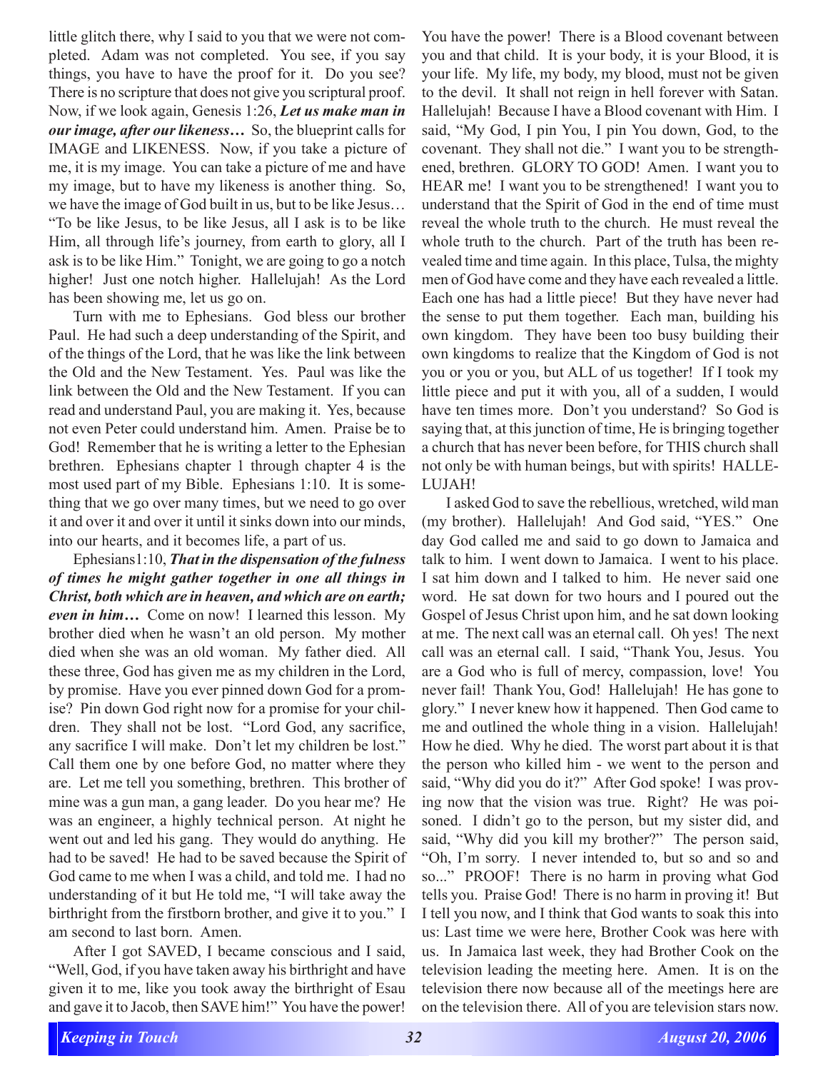little glitch there, why I said to you that we were not completed. Adam was not completed. You see, if you say things, you have to have the proof for it. Do you see? There is no scripture that does not give you scriptural proof. Now, if we look again, Genesis 1:26, ***Let us make man in our image, after our likeness…*** So, the blueprint calls for IMAGE and LIKENESS. Now, if you take a picture of me, it is my image. You can take a picture of me and have my image, but to have my likeness is another thing. So, we have the image of God built in us, but to be like Jesus… "To be like Jesus, to be like Jesus, all I ask is to be like Him, all through life's journey, from earth to glory, all I ask is to be like Him." Tonight, we are going to go a notch higher! Just one notch higher. Hallelujah! As the Lord has been showing me, let us go on.

Turn with me to Ephesians. God bless our brother Paul. He had such a deep understanding of the Spirit, and of the things of the Lord, that he was like the link between the Old and the New Testament. Yes. Paul was like the link between the Old and the New Testament. If you can read and understand Paul, you are making it. Yes, because not even Peter could understand him. Amen. Praise be to God! Remember that he is writing a letter to the Ephesian brethren. Ephesians chapter 1 through chapter 4 is the most used part of my Bible. Ephesians 1:10. It is something that we go over many times, but we need to go over it and over it and over it until it sinks down into our minds, into our hearts, and it becomes life, a part of us.

Ephesians1:10, ***That in the dispensation of the fulness of times he might gather together in one all things in Christ, both which are in heaven, and which are on earth; even in him…*** Come on now! I learned this lesson. My brother died when he wasn't an old person. My mother died when she was an old woman. My father died. All these three, God has given me as my children in the Lord, by promise. Have you ever pinned down God for a promise? Pin down God right now for a promise for your children. They shall not be lost. "Lord God, any sacrifice, any sacrifice I will make. Don't let my children be lost." Call them one by one before God, no matter where they are. Let me tell you something, brethren. This brother of mine was a gun man, a gang leader. Do you hear me? He was an engineer, a highly technical person. At night he went out and led his gang. They would do anything. He had to be saved! He had to be saved because the Spirit of God came to me when I was a child, and told me. I had no understanding of it but He told me, "I will take away the birthright from the firstborn brother, and give it to you." I am second to last born. Amen.

After I got SAVED, I became conscious and I said, "Well, God, if you have taken away his birthright and have given it to me, like you took away the birthright of Esau and gave it to Jacob, then SAVE him!" You have the power! You have the power! There is a Blood covenant between you and that child. It is your body, it is your Blood, it is your life. My life, my body, my blood, must not be given to the devil. It shall not reign in hell forever with Satan. Hallelujah! Because I have a Blood covenant with Him. I said, "My God, I pin You, I pin You down, God, to the covenant. They shall not die." I want you to be strengthened, brethren. GLORY TO GOD! Amen. I want you to HEAR me! I want you to be strengthened! I want you to understand that the Spirit of God in the end of time must reveal the whole truth to the church. He must reveal the whole truth to the church. Part of the truth has been revealed time and time again. In this place, Tulsa, the mighty men of God have come and they have each revealed a little. Each one has had a little piece! But they have never had the sense to put them together. Each man, building his own kingdom. They have been too busy building their own kingdoms to realize that the Kingdom of God is not you or you or you, but ALL of us together! If I took my little piece and put it with you, all of a sudden, I would have ten times more. Don't you understand? So God is saying that, at this junction of time, He is bringing together a church that has never been before, for THIS church shall not only be with human beings, but with spirits! HALLELUJAH!

I asked God to save the rebellious, wretched, wild man (my brother). Hallelujah! And God said, "YES." One day God called me and said to go down to Jamaica and talk to him. I went down to Jamaica. I went to his place. I sat him down and I talked to him. He never said one word. He sat down for two hours and I poured out the Gospel of Jesus Christ upon him, and he sat down looking at me. The next call was an eternal call. Oh yes! The next call was an eternal call. I said, "Thank You, Jesus. You are a God who is full of mercy, compassion, love! You never fail! Thank You, God! Hallelujah! He has gone to glory." I never knew how it happened. Then God came to me and outlined the whole thing in a vision. Hallelujah! How he died. Why he died. The worst part about it is that the person who killed him - we went to the person and said, "Why did you do it?" After God spoke! I was proving now that the vision was true. Right? He was poisoned. I didn't go to the person, but my sister did, and said, "Why did you kill my brother?" The person said, "Oh, I'm sorry. I never intended to, but so and so and so..." PROOF! There is no harm in proving what God tells you. Praise God! There is no harm in proving it! But I tell you now, and I think that God wants to soak this into us: Last time we were here, Brother Cook was here with us. In Jamaica last week, they had Brother Cook on the television leading the meeting here. Amen. It is on the television there now because all of the meetings here are on the television there. All of you are television stars now.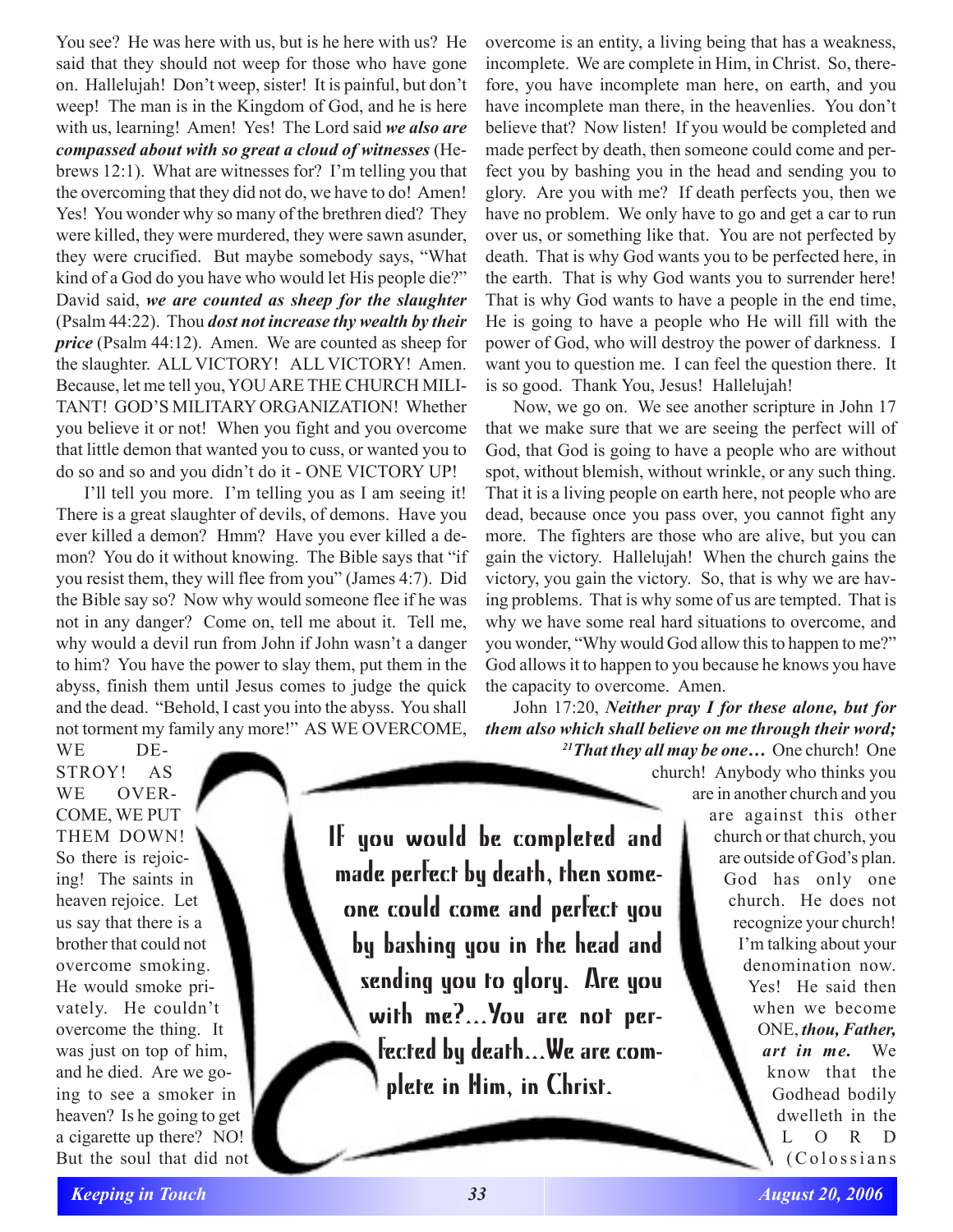You see? He was here with us, but is he here with us? He said that they should not weep for those who have gone on. Hallelujah! Don't weep, sister! It is painful, but don't weep! The man is in the Kingdom of God, and he is here with us, learning! Amen! Yes! The Lord said ***we also are compassed about with so great a cloud of witnesses*** (Hebrews 12:1). What are witnesses for? I'm telling you that the overcoming that they did not do, we have to do! Amen! Yes! You wonder why so many of the brethren died? They were killed, they were murdered, they were sawn asunder, they were crucified. But maybe somebody says, "What kind of a God do you have who would let His people die?" David said, ***we are counted as sheep for the slaughter*** (Psalm 44:22). Thou ***dost not increase thy wealth by their price*** (Psalm 44:12). Amen. We are counted as sheep for the slaughter. ALL VICTORY! ALL VICTORY! Amen. Because, let me tell you, YOU ARE THE CHURCH MILITANT! GOD'S MILITARY ORGANIZATION! Whether you believe it or not! When you fight and you overcome that little demon that wanted you to cuss, or wanted you to do so and so and you didn't do it - ONE VICTORY UP!

I'll tell you more. I'm telling you as I am seeing it! There is a great slaughter of devils, of demons. Have you ever killed a demon? Hmm? Have you ever killed a demon? You do it without knowing. The Bible says that "if you resist them, they will flee from you" (James 4:7). Did the Bible say so? Now why would someone flee if he was not in any danger? Come on, tell me about it. Tell me, why would a devil run from John if John wasn't a danger to him? You have the power to slay them, put them in the abyss, finish them until Jesus comes to judge the quick and the dead. "Behold, I cast you into the abyss. You shall not torment my family any more!" AS WE OVERCOME, WE DESTROY! AS WE OVERCOME, WE PUT THEM DOWN! So there is rejoicing! The saints in heaven rejoice. Let us say that there is a brother that could not overcome smoking. He would smoke privately. He couldn't overcome the thing. It was just on top of him, and he died. Are we going to see a smoker in heaven? Is he going to get a cigarette up there? NO! But the soul that did not overcome is an entity, a living being that has a weakness, incomplete. We are complete in Him, in Christ. So, therefore, you have incomplete man here, on earth, and you have incomplete man there, in the heavenlies. You don't believe that? Now listen! If you would be completed and made perfect by death, then someone could come and perfect you by bashing you in the head and sending you to glory. Are you with me? If death perfects you, then we have no problem. We only have to go and get a car to run over us, or something like that. You are not perfected by death. That is why God wants you to be perfected here, in the earth. That is why God wants you to surrender here! That is why God wants to have a people in the end time, He is going to have a people who He will fill with the power of God, who will destroy the power of darkness. I want you to question me. I can feel the question there. It is so good. Thank You, Jesus! Hallelujah!

Now, we go on. We see another scripture in John 17 that we make sure that we are seeing the perfect will of God, that God is going to have a people who are without spot, without blemish, without wrinkle, or any such thing. That it is a living people on earth here, not people who are dead, because once you pass over, you cannot fight any more. The fighters are those who are alive, but you can gain the victory. Hallelujah! When the church gains the victory, you gain the victory. So, that is why we are having problems. That is why some of us are tempted. That is why we have some real hard situations to overcome, and you wonder, "Why would God allow this to happen to me?" God allows it to happen to you because he knows you have the capacity to overcome. Amen.

John 17:20, ***Neither pray I for these alone, but for them also which shall believe on me through their word;*** [21]***That they all may be one…*** One church! One church! Anybody who thinks you are in another church and you are against this other church or that church, you are outside of God's plan. God has only one church. He does not recognize your church! I'm talking about your denomination now. Yes! He said then when we become ONE, ***thou, Father, art in me.*** We know that the Godhead bodily dwelleth in the LORD (Colossians

> If you would be completed and made perfect by death, then someone could come and perfect you by bashing you in the head and sending you to glory. Are you with me?…You are not perfected by death…We are complete in Him, in Christ.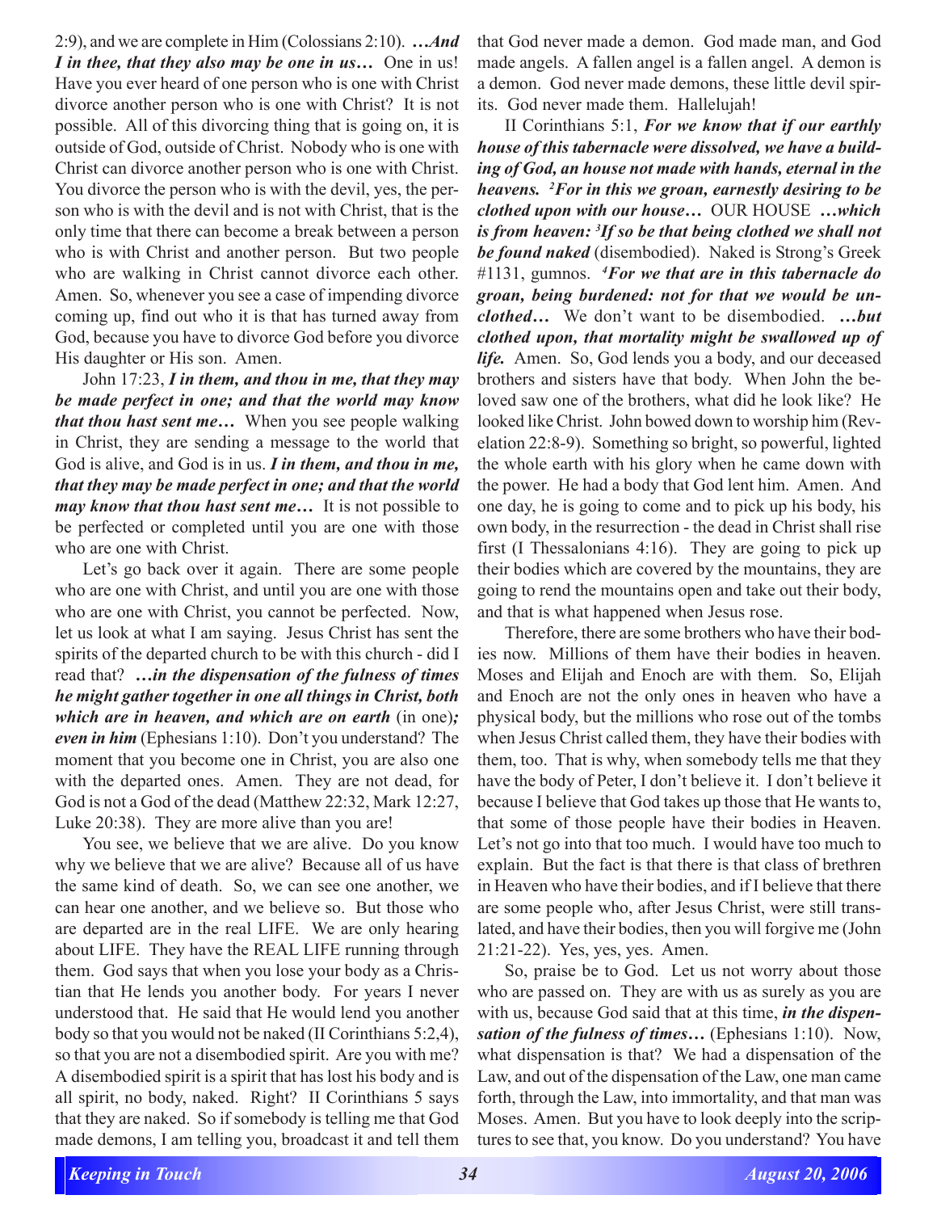2:9), and we are complete in Him (Colossians 2:10). ***…And I in thee, that they also may be one in us…*** One in us! Have you ever heard of one person who is one with Christ divorce another person who is one with Christ? It is not possible. All of this divorcing thing that is going on, it is outside of God, outside of Christ. Nobody who is one with Christ can divorce another person who is one with Christ. You divorce the person who is with the devil, yes, the person who is with the devil and is not with Christ, that is the only time that there can become a break between a person who is with Christ and another person. But two people who are walking in Christ cannot divorce each other. Amen. So, whenever you see a case of impending divorce coming up, find out who it is that has turned away from God, because you have to divorce God before you divorce His daughter or His son. Amen.

John 17:23, ***I in them, and thou in me, that they may be made perfect in one; and that the world may know that thou hast sent me…*** When you see people walking in Christ, they are sending a message to the world that God is alive, and God is in us. ***I in them, and thou in me, that they may be made perfect in one; and that the world may know that thou hast sent me…*** It is not possible to be perfected or completed until you are one with those who are one with Christ.

Let's go back over it again. There are some people who are one with Christ, and until you are one with those who are one with Christ, you cannot be perfected. Now, let us look at what I am saying. Jesus Christ has sent the spirits of the departed church to be with this church - did I read that? ***…in the dispensation of the fulness of times he might gather together in one all things in Christ, both which are in heaven, and which are on earth*** (in one)***; even in him*** (Ephesians 1:10). Don't you understand? The moment that you become one in Christ, you are also one with the departed ones. Amen. They are not dead, for God is not a God of the dead (Matthew 22:32, Mark 12:27, Luke 20:38). They are more alive than you are!

You see, we believe that we are alive. Do you know why we believe that we are alive? Because all of us have the same kind of death. So, we can see one another, we can hear one another, and we believe so. But those who are departed are in the real LIFE. We are only hearing about LIFE. They have the REAL LIFE running through them. God says that when you lose your body as a Christian that He lends you another body. For years I never understood that. He said that He would lend you another body so that you would not be naked (II Corinthians 5:2,4), so that you are not a disembodied spirit. Are you with me? A disembodied spirit is a spirit that has lost his body and is all spirit, no body, naked. Right? II Corinthians 5 says that they are naked. So if somebody is telling me that God made demons, I am telling you, broadcast it and tell them that God never made a demon. God made man, and God made angels. A fallen angel is a fallen angel. A demon is a demon. God never made demons, these little devil spirits. God never made them. Hallelujah!

II Corinthians 5:1, ***For we know that if our earthly house of this tabernacle were dissolved, we have a building of God, an house not made with hands, eternal in the heavens. [2]For in this we groan, earnestly desiring to be clothed upon with our house…*** OUR HOUSE ***…which is from heaven: [3]If so be that being clothed we shall not be found naked*** (disembodied). Naked is Strong's Greek #1131, gumnos. ***[4]For we that are in this tabernacle do groan, being burdened: not for that we would be unclothed…*** We don't want to be disembodied. ***…but clothed upon, that mortality might be swallowed up of life.*** Amen. So, God lends you a body, and our deceased brothers and sisters have that body. When John the beloved saw one of the brothers, what did he look like? He looked like Christ. John bowed down to worship him (Revelation 22:8-9). Something so bright, so powerful, lighted the whole earth with his glory when he came down with the power. He had a body that God lent him. Amen. And one day, he is going to come and to pick up his body, his own body, in the resurrection - the dead in Christ shall rise first (I Thessalonians 4:16). They are going to pick up their bodies which are covered by the mountains, they are going to rend the mountains open and take out their body, and that is what happened when Jesus rose.

Therefore, there are some brothers who have their bodies now. Millions of them have their bodies in heaven. Moses and Elijah and Enoch are with them. So, Elijah and Enoch are not the only ones in heaven who have a physical body, but the millions who rose out of the tombs when Jesus Christ called them, they have their bodies with them, too. That is why, when somebody tells me that they have the body of Peter, I don't believe it. I don't believe it because I believe that God takes up those that He wants to, that some of those people have their bodies in Heaven. Let's not go into that too much. I would have too much to explain. But the fact is that there is that class of brethren in Heaven who have their bodies, and if I believe that there are some people who, after Jesus Christ, were still translated, and have their bodies, then you will forgive me (John 21:21-22). Yes, yes, yes. Amen.

So, praise be to God. Let us not worry about those who are passed on. They are with us as surely as you are with us, because God said that at this time, ***in the dispensation of the fulness of times…*** (Ephesians 1:10). Now, what dispensation is that? We had a dispensation of the Law, and out of the dispensation of the Law, one man came forth, through the Law, into immortality, and that man was Moses. Amen. But you have to look deeply into the scriptures to see that, you know. Do you understand? You have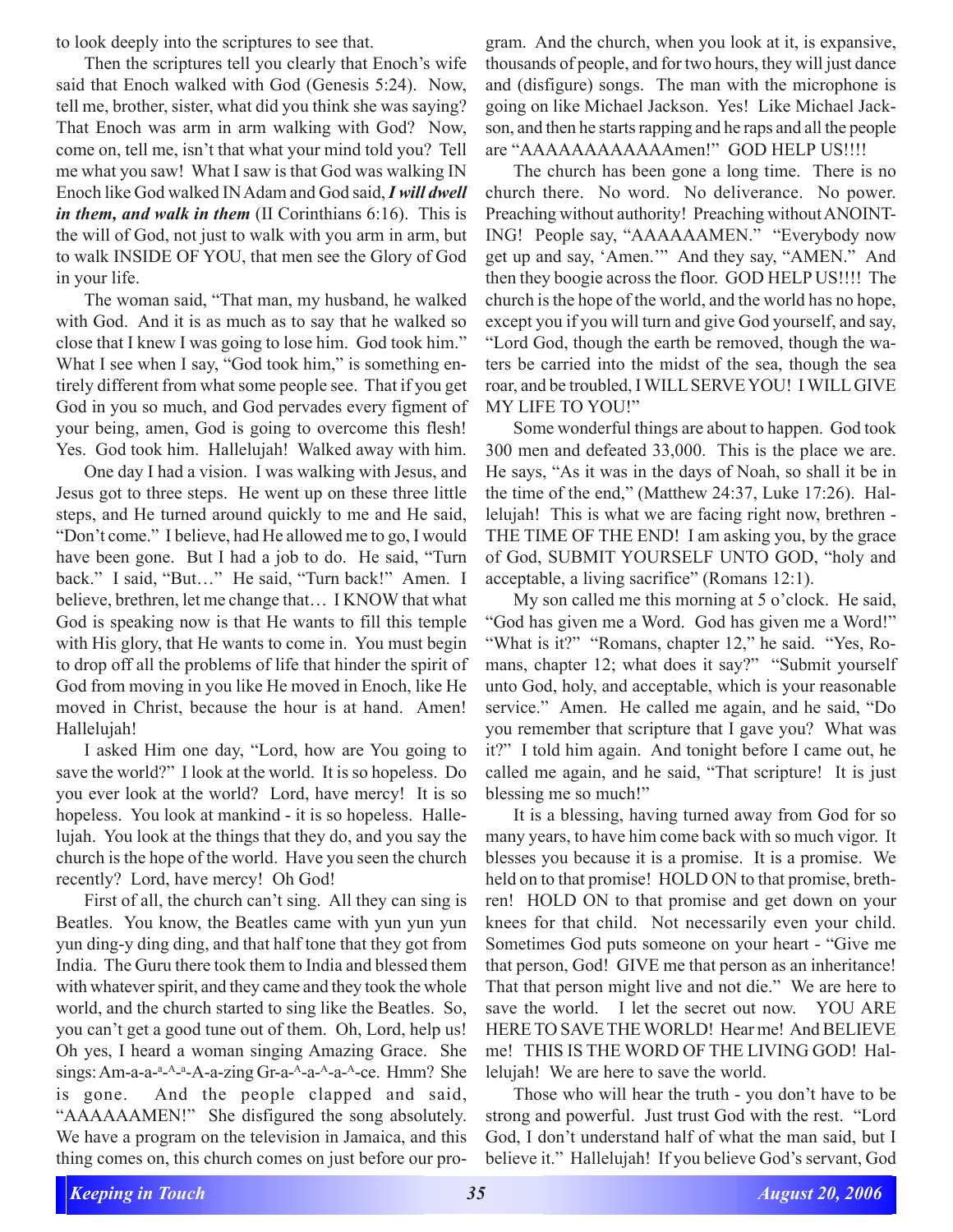to look deeply into the scriptures to see that.

Then the scriptures tell you clearly that Enoch's wife said that Enoch walked with God (Genesis 5:24). Now, tell me, brother, sister, what did you think she was saying? That Enoch was arm in arm walking with God? Now, come on, tell me, isn't that what your mind told you? Tell me what you saw! What I saw is that God was walking IN Enoch like God walked IN Adam and God said, ***I will dwell in them, and walk in them*** (II Corinthians 6:16). This is the will of God, not just to walk with you arm in arm, but to walk INSIDE OF YOU, that men see the Glory of God in your life.

The woman said, "That man, my husband, he walked with God. And it is as much as to say that he walked so close that I knew I was going to lose him. God took him." What I see when I say, "God took him," is something entirely different from what some people see. That if you get God in you so much, and God pervades every figment of your being, amen, God is going to overcome this flesh! Yes. God took him. Hallelujah! Walked away with him.

One day I had a vision. I was walking with Jesus, and Jesus got to three steps. He went up on these three little steps, and He turned around quickly to me and He said, "Don't come." I believe, had He allowed me to go, I would have been gone. But I had a job to do. He said, "Turn back." I said, "But…" He said, "Turn back!" Amen. I believe, brethren, let me change that… I KNOW that what God is speaking now is that He wants to fill this temple with His glory, that He wants to come in. You must begin to drop off all the problems of life that hinder the spirit of God from moving in you like He moved in Enoch, like He moved in Christ, because the hour is at hand. Amen! Hallelujah!

I asked Him one day, "Lord, how are You going to save the world?" I look at the world. It is so hopeless. Do you ever look at the world? Lord, have mercy! It is so hopeless. You look at mankind - it is so hopeless. Hallelujah. You look at the things that they do, and you say the church is the hope of the world. Have you seen the church recently? Lord, have mercy! Oh God!

First of all, the church can't sing. All they can sing is Beatles. You know, the Beatles came with yun yun yun yun ding-y ding ding, and that half tone that they got from India. The Guru there took them to India and blessed them with whatever spirit, and they came and they took the whole world, and the church started to sing like the Beatles. So, you can't get a good tune out of them. Oh, Lord, help us! Oh yes, I heard a woman singing Amazing Grace. She sings: Am-a-a-ᵃ-^-ᵃ-A-a-zing Gr-a-^-a-^-a-^-ce. Hmm? She is gone. And the people clapped and said, "AAAAAAMEN!" She disfigured the song absolutely. We have a program on the television in Jamaica, and this thing comes on, this church comes on just before our program. And the church, when you look at it, is expansive, thousands of people, and for two hours, they will just dance and (disfigure) songs. The man with the microphone is going on like Michael Jackson. Yes! Like Michael Jackson, and then he starts rapping and he raps and all the people are "AAAAAAAAAAAAmen!" GOD HELP US!!!!

The church has been gone a long time. There is no church there. No word. No deliverance. No power. Preaching without authority! Preaching without ANOINTING! People say, "AAAAAAMEN." "Everybody now get up and say, 'Amen.'" And they say, "AMEN." And then they boogie across the floor. GOD HELP US!!!! The church is the hope of the world, and the world has no hope, except you if you will turn and give God yourself, and say, "Lord God, though the earth be removed, though the waters be carried into the midst of the sea, though the sea roar, and be troubled, I WILL SERVE YOU! I WILL GIVE MY LIFE TO YOU!"

Some wonderful things are about to happen. God took 300 men and defeated 33,000. This is the place we are. He says, "As it was in the days of Noah, so shall it be in the time of the end," (Matthew 24:37, Luke 17:26). Hallelujah! This is what we are facing right now, brethren - THE TIME OF THE END! I am asking you, by the grace of God, SUBMIT YOURSELF UNTO GOD, "holy and acceptable, a living sacrifice" (Romans 12:1).

My son called me this morning at 5 o'clock. He said, "God has given me a Word. God has given me a Word!" "What is it?" "Romans, chapter 12," he said. "Yes, Romans, chapter 12; what does it say?" "Submit yourself unto God, holy, and acceptable, which is your reasonable service." Amen. He called me again, and he said, "Do you remember that scripture that I gave you? What was it?" I told him again. And tonight before I came out, he called me again, and he said, "That scripture! It is just blessing me so much!"

It is a blessing, having turned away from God for so many years, to have him come back with so much vigor. It blesses you because it is a promise. It is a promise. We held on to that promise! HOLD ON to that promise, brethren! HOLD ON to that promise and get down on your knees for that child. Not necessarily even your child. Sometimes God puts someone on your heart - "Give me that person, God! GIVE me that person as an inheritance! That that person might live and not die." We are here to save the world. I let the secret out now. YOU ARE HERE TO SAVE THE WORLD! Hear me! And BELIEVE me! THIS IS THE WORD OF THE LIVING GOD! Hallelujah! We are here to save the world.

Those who will hear the truth - you don't have to be strong and powerful. Just trust God with the rest. "Lord God, I don't understand half of what the man said, but I believe it." Hallelujah! If you believe God's servant, God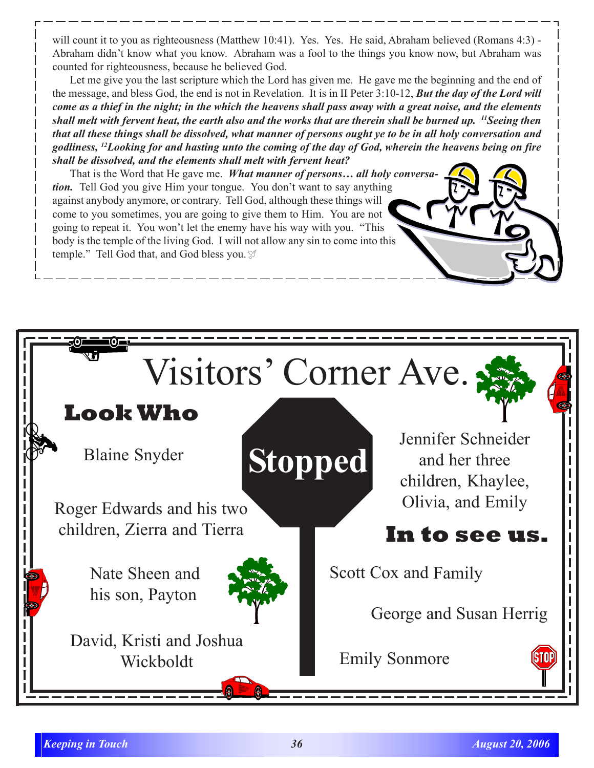will count it to you as righteousness (Matthew 10:41). Yes. Yes. He said, Abraham believed (Romans 4:3) - Abraham didn't know what you know. Abraham was a fool to the things you know now, but Abraham was counted for righteousness, because he believed God.

Let me give you the last scripture which the Lord has given me. He gave me the beginning and the end of the message, and bless God, the end is not in Revelation. It is in II Peter 3:10-12, ***But the day of the Lord will come as a thief in the night; in the which the heavens shall pass away with a great noise, and the elements shall melt with fervent heat, the earth also and the works that are therein shall be burned up. [11]Seeing then that all these things shall be dissolved, what manner of persons ought ye to be in all holy conversation and godliness, [12]Looking for and hasting unto the coming of the day of God, wherein the heavens being on fire shall be dissolved, and the elements shall melt with fervent heat?***

That is the Word that He gave me. ***What manner of persons… all holy conversation.*** Tell God you give Him your tongue. You don't want to say anything against anybody anymore, or contrary. Tell God, although these things will come to you sometimes, you are going to give them to Him. You are not going to repeat it. You won't let the enemy have his way with you. "This body is the temple of the living God. I will not allow any sin to come into this temple." Tell God that, and God bless you.

# Visitors' Corner Ave.

## Look Who Stopped In to see us.

Blaine Snyder

Roger Edwards and his two children, Zierra and Tierra

Nate Sheen and his son, Payton

David, Kristi and Joshua Wickboldt

Jennifer Schneider and her three children, Khaylee, Olivia, and Emily

Scott Cox and Family

George and Susan Herrig

Emily Sonmore